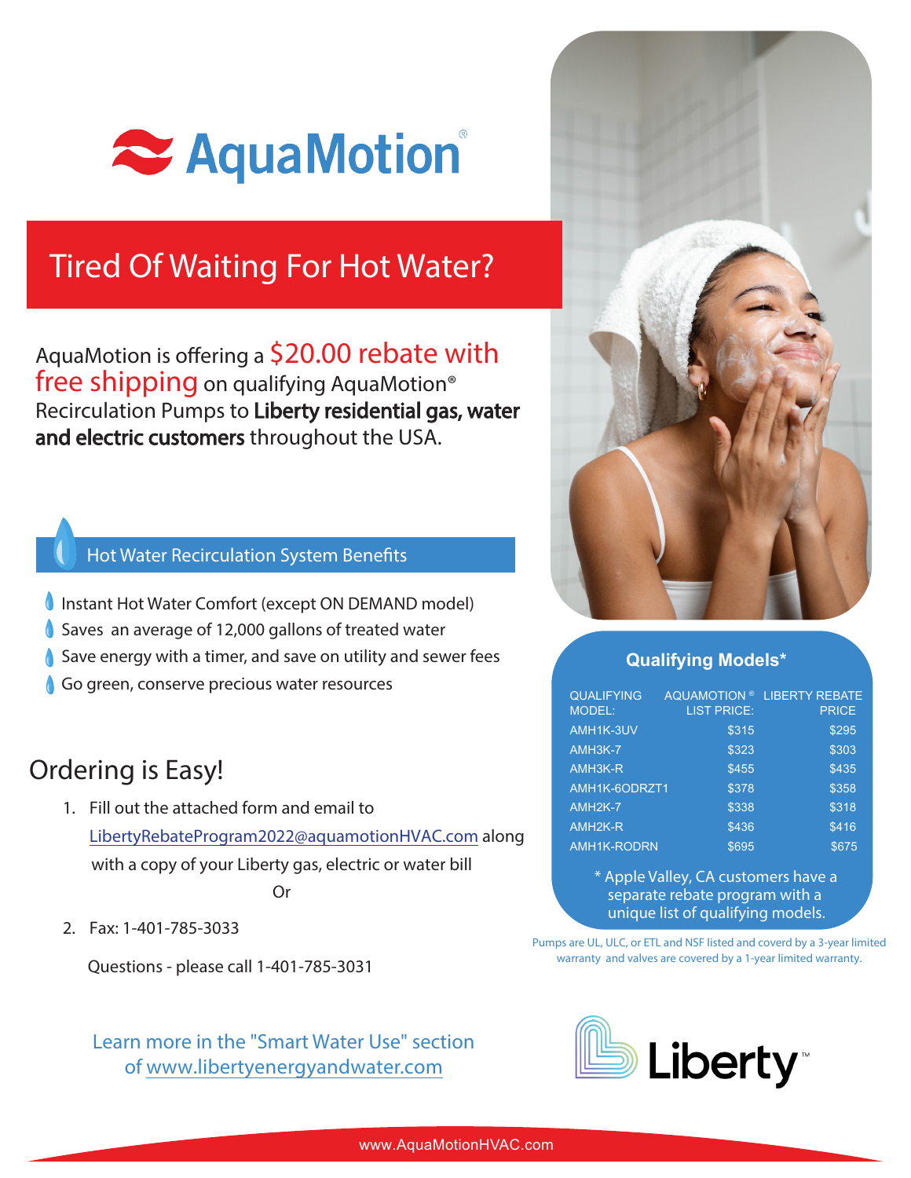# AquaMotion®

## Tired Of Waiting For Hot Water?

AquaMotion is offering a $20.00 rebate with free shipping on qualifying AquaMotion® Recirculation Pumps to **Liberty residential gas, water and electric customers** throughout the USA.

### Hot Water Recirculation System Benefits

- Instant Hot Water Comfort (except ON DEMAND model)
- Saves an average of 12,000 gallons of treated water
- Save energy with a timer, and save on utility and sewer fees
- Go green, conserve precious water resources

## Ordering is Easy!

1. Fill out the attached form and email to LibertyRebateProgram2022@aquamotionHVAC.com along with a copy of your Liberty gas, electric or water bill

   Or

2. Fax: 1-401-785-3033

Questions - please call 1-401-785-3031

Learn more in the "Smart Water Use" section of www.libertyenergyandwater.com

### Qualifying Models*

| QUALIFYING MODEL: | AQUAMOTION ® LIST PRICE: | LIBERTY REBATE PRICE |
|---|---|---|
| AMH1K-3UV | $315 | $295 |
| AMH3K-7 | $323 | $303 |
| AMH3K-R | $455 | $435 |
| AMH1K-6ODRZT1 | $378 | $358 |
| AMH2K-7 | $338 | $318 |
| AMH2K-R | $436 | $416 |
| AMH1K-RODRN | $695 | $675 |

* Apple Valley, CA customers have a separate rebate program with a unique list of qualifying models.

Pumps are UL, ULC, or ETL and NSF listed and coverd by a 3-year limited warranty and valves are covered by a 1-year limited warranty.

Liberty™

www.AquaMotionHVAC.com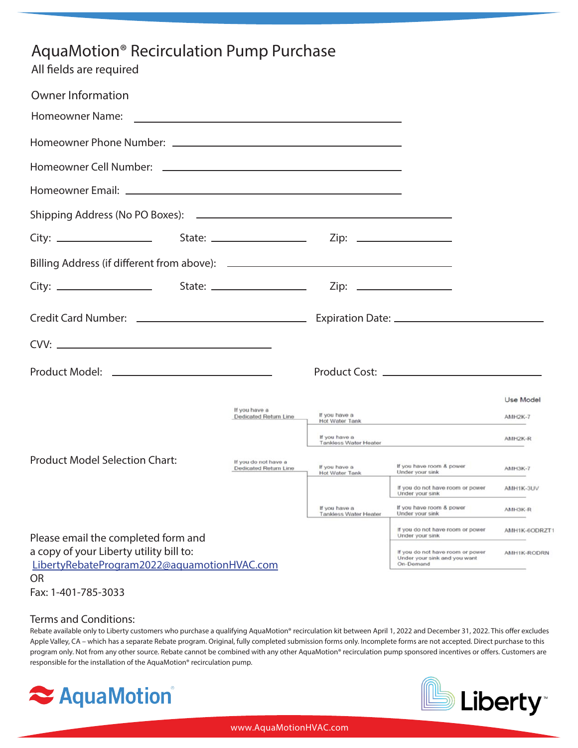# AquaMotion® Recirculation Pump Purchase

All fields are required

## Owner Information

Homeowner Name: ____________________

Homeowner Phone Number: ____________________

Homeowner Cell Number: ____________________

Homeowner Email: ____________________

Shipping Address (No PO Boxes): ____________________

City: __________ State: __________ Zip: __________

Billing Address (if different from above): ____________________

City: __________ State: __________ Zip: __________

Credit Card Number: ____________________ Expiration Date: ____________________

CVV: ____________________

Product Model: ____________________ Product Cost: ____________________

Product Model Selection Chart:

| | | | Use Model |
|---|---|---|---|
| If you have a Dedicated Return Line | If you have a Hot Water Tank | | AMH2K-7 |
| | If you have a Tankless Water Heater | | AMH2K-R |
| If you do not have a Dedicated Return Line | If you have a Hot Water Tank | If you have room & power Under your sink | AMH3K-7 |
| | | If you do not have room or power Under your sink | AMH1K-3UV |
| | If you have a Tankless Water Heater | If you have room & power Under your sink | AMH3K-R |
| | | If you do not have room or power Under your sink | AMH1K-6ODRZT1 |
| | | If you do not have room or power Under your sink and you want On-Demand | AMH1K-RODRN |

Please email the completed form and a copy of your Liberty utility bill to:
LibertyRebateProgram2022@aquamotionHVAC.com
OR
Fax: 1-401-785-3033

## Terms and Conditions:

Rebate available only to Liberty customers who purchase a qualifying AquaMotion® recirculation kit between April 1, 2022 and December 31, 2022. This offer excludes Apple Valley, CA – which has a separate Rebate program. Original, fully completed submission forms only. Incomplete forms are not accepted. Direct purchase to this program only. Not from any other source. Rebate cannot be combined with any other AquaMotion® recirculation pump sponsored incentives or offers. Customers are responsible for the installation of the AquaMotion® recirculation pump.

AquaMotion® Liberty™

www.AquaMotionHVAC.com